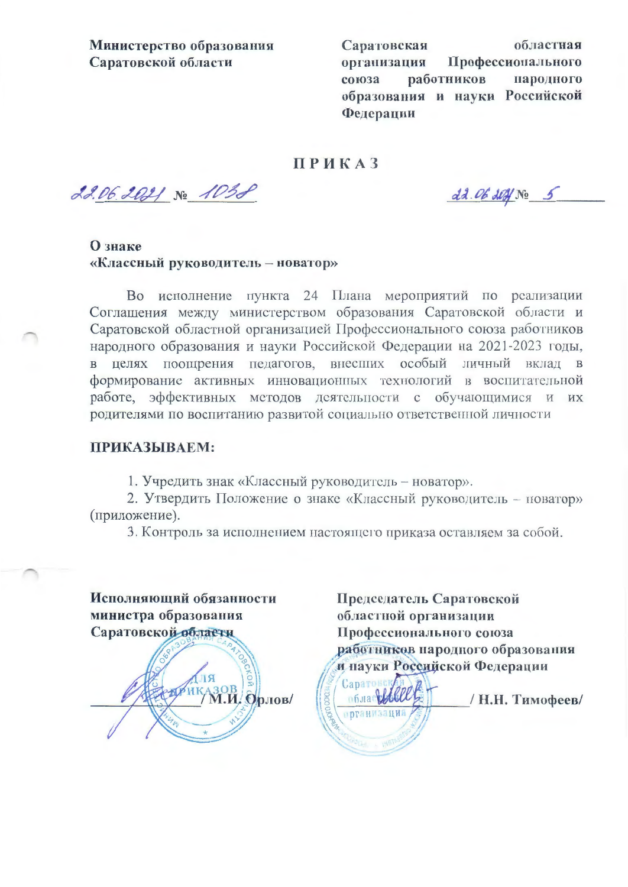**Министерство образования Саратовской области**

**Саратовская областная организация Профессионального союза работников народного образования и науки Российской Федерации**

**ПРИКАЗ**

22.06.2021 № 1038

22.06.2021 № 5

**О знаке «Классный руководитель – новатор»**

Во исполнение пункта 24 Плана мероприятий по реализации Соглашения между министерством образования Саратовской области и Саратовской областной организацией Профессионального союза работников народного образования и науки Российской Федерации на 2021-2023 годы, в целях поощрения педагогов, внесших особый личный вклад в формирование активных инновационных технологий в воспитательной работе, эффективных методов деятельности с обучающимися и их родителями по воспитанию развитой социально ответственной личности

**ПРИКАЗЫВАЕМ:**

1. Учредить знак «Классный руководитель – новатор».
2. Утвердить Положение о знаке «Классный руководитель – новатор» (приложение).
3. Контроль за исполнением настоящего приказа оставляем за собой.

**Исполняющий обязанности министра образования Саратовской области**

________________ / М.И. Орлов/

**Председатель Саратовской областной организации Профессионального союза работников народного образования и науки Российской Федерации**

________________ / Н.Н. Тимофеев/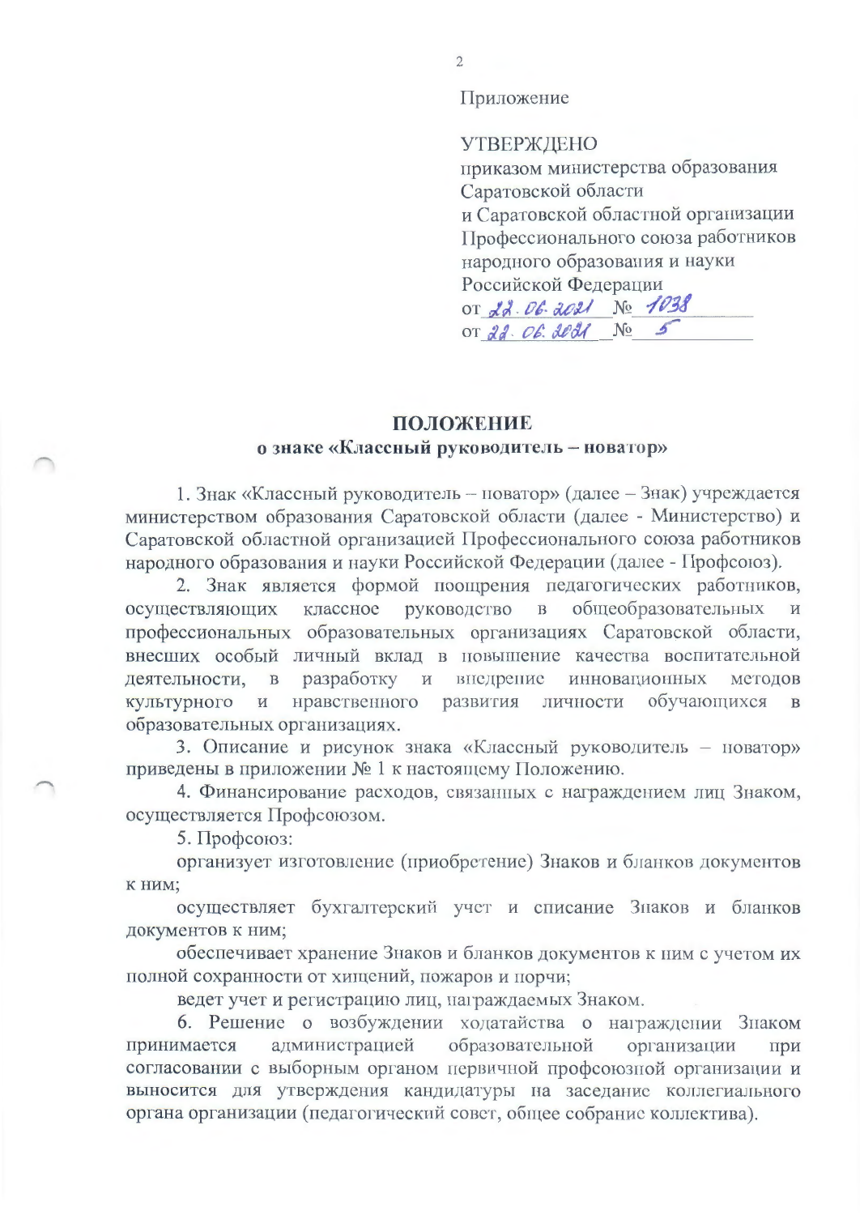Приложение

УТВЕРЖДЕНО
приказом министерства образования
Саратовской области
и Саратовской областной организации
Профессионального союза работников
народного образования и науки
Российской Федерации
от 22.06.2021 № 1038
от 22.06.2021 № 5

## ПОЛОЖЕНИЕ
### о знаке «Классный руководитель – новатор»

1. Знак «Классный руководитель – новатор» (далее – Знак) учреждается министерством образования Саратовской области (далее - Министерство) и Саратовской областной организацией Профессионального союза работников народного образования и науки Российской Федерации (далее - Профсоюз).

2. Знак является формой поощрения педагогических работников, осуществляющих классное руководство в общеобразовательных и профессиональных образовательных организациях Саратовской области, внесших особый личный вклад в повышение качества воспитательной деятельности, в разработку и внедрение инновационных методов культурного и нравственного развития личности обучающихся в образовательных организациях.

3. Описание и рисунок знака «Классный руководитель – новатор» приведены в приложении № 1 к настоящему Положению.

4. Финансирование расходов, связанных с награждением лиц Знаком, осуществляется Профсоюзом.

5. Профсоюз:

организует изготовление (приобретение) Знаков и бланков документов к ним;

осуществляет бухгалтерский учет и списание Знаков и бланков документов к ним;

обеспечивает хранение Знаков и бланков документов к ним с учетом их полной сохранности от хищений, пожаров и порчи;

ведет учет и регистрацию лиц, награждаемых Знаком.

6. Решение о возбуждении ходатайства о награждении Знаком принимается администрацией образовательной организации при согласовании с выборным органом первичной профсоюзной организации и выносится для утверждения кандидатуры на заседание коллегиального органа организации (педагогический совет, общее собрание коллектива).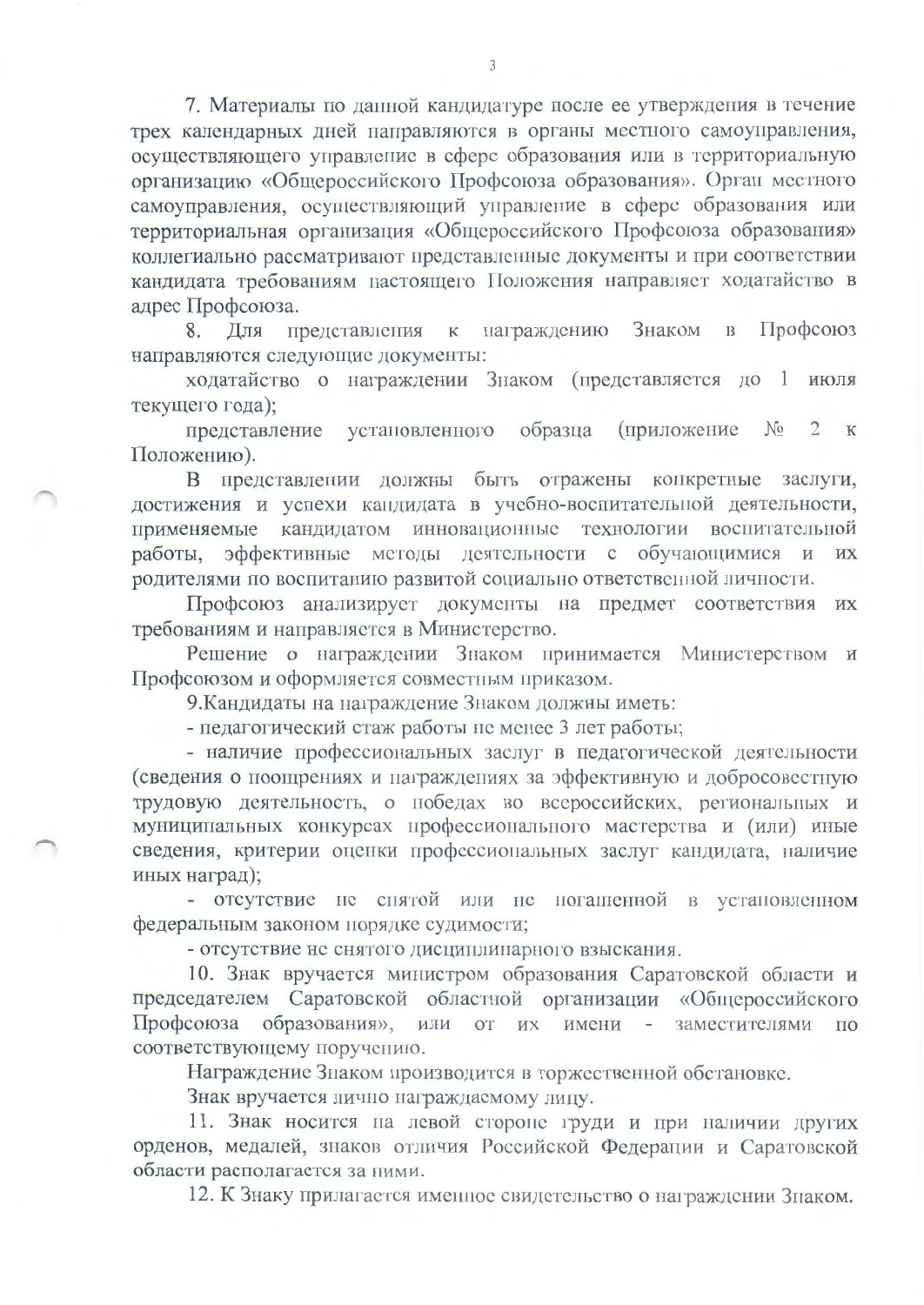7. Материалы по данной кандидатуре после ее утверждения в течение трех календарных дней направляются в органы местного самоуправления, осуществляющего управление в сфере образования или в территориальную организацию «Общероссийского Профсоюза образования». Орган местного самоуправления, осуществляющий управление в сфере образования или территориальная организация «Общероссийского Профсоюза образования» коллегиально рассматривают представленные документы и при соответствии кандидата требованиям настоящего Положения направляет ходатайство в адрес Профсоюза.

8. Для представления к награждению Знаком в Профсоюз направляются следующие документы:

ходатайство о награждении Знаком (представляется до 1 июля текущего года);

представление установленного образца (приложение № 2 к Положению).

В представлении должны быть отражены конкретные заслуги, достижения и успехи кандидата в учебно-воспитательной деятельности, применяемые кандидатом инновационные технологии воспитательной работы, эффективные методы деятельности с обучающимися и их родителями по воспитанию развитой социально ответственной личности.

Профсоюз анализирует документы на предмет соответствия их требованиям и направляется в Министерство.

Решение о награждении Знаком принимается Министерством и Профсоюзом и оформляется совместным приказом.

9. Кандидаты на награждение Знаком должны иметь:

- педагогический стаж работы не менее 3 лет работы;
- наличие профессиональных заслуг в педагогической деятельности (сведения о поощрениях и награждениях за эффективную и добросовестную трудовую деятельность, о победах во всероссийских, региональных и муниципальных конкурсах профессионального мастерства и (или) иные сведения, критерии оценки профессиональных заслуг кандидата, наличие иных наград);
- отсутствие не снятой или не погашенной в установленном федеральным законом порядке судимости;
- отсутствие не снятого дисциплинарного взыскания.

10. Знак вручается министром образования Саратовской области и председателем Саратовской областной организации «Общероссийского Профсоюза образования», или от их имени - заместителями по соответствующему поручению.

Награждение Знаком производится в торжественной обстановке.

Знак вручается лично награждаемому лицу.

11. Знак носится на левой стороне груди и при наличии других орденов, медалей, знаков отличия Российской Федерации и Саратовской области располагается за ними.

12. К Знаку прилагается именное свидетельство о награждении Знаком.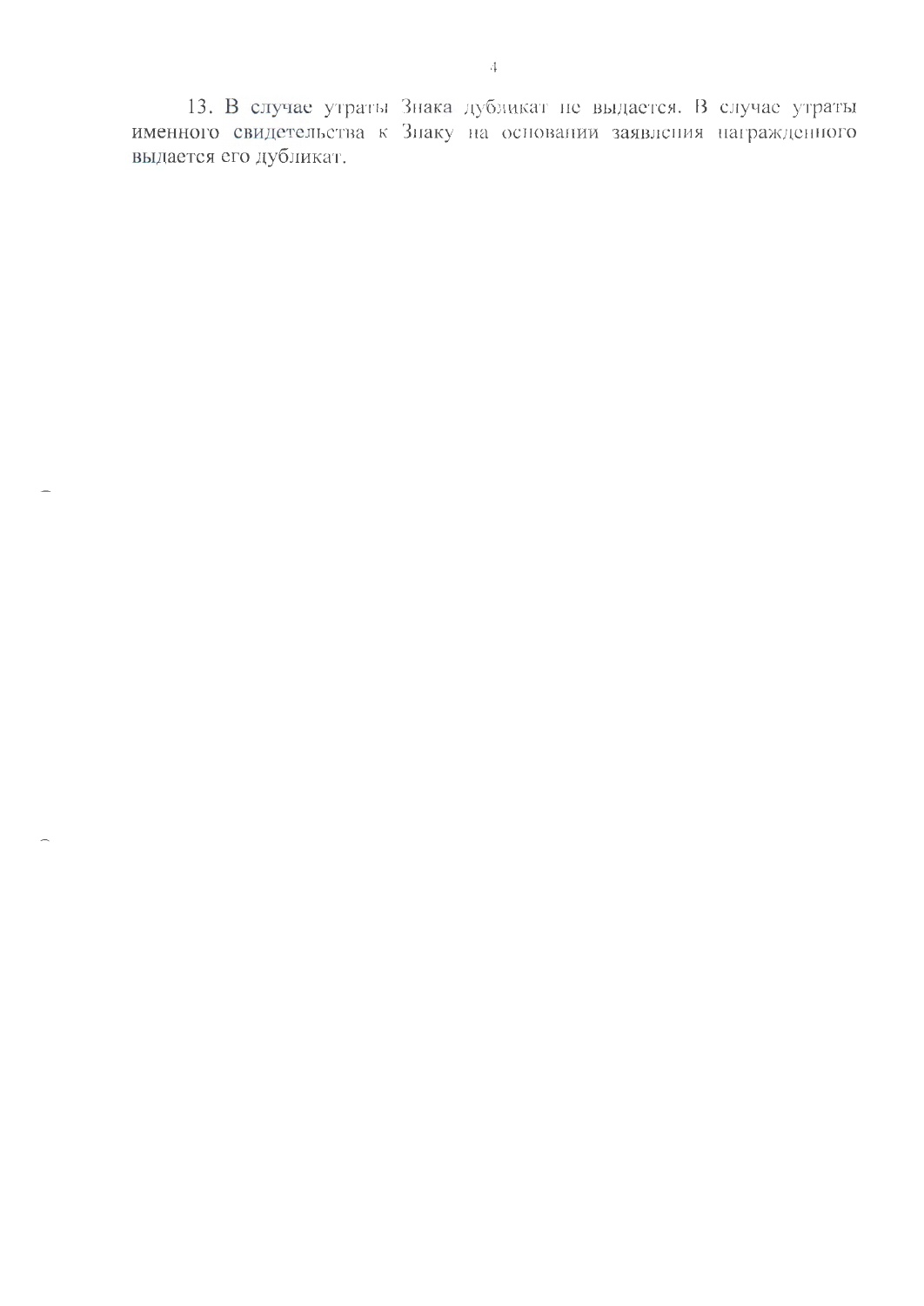13. В случае утраты Знака дубликат не выдается. В случае утраты именного свидетельства к Знаку на основании заявления награжденного выдается его дубликат.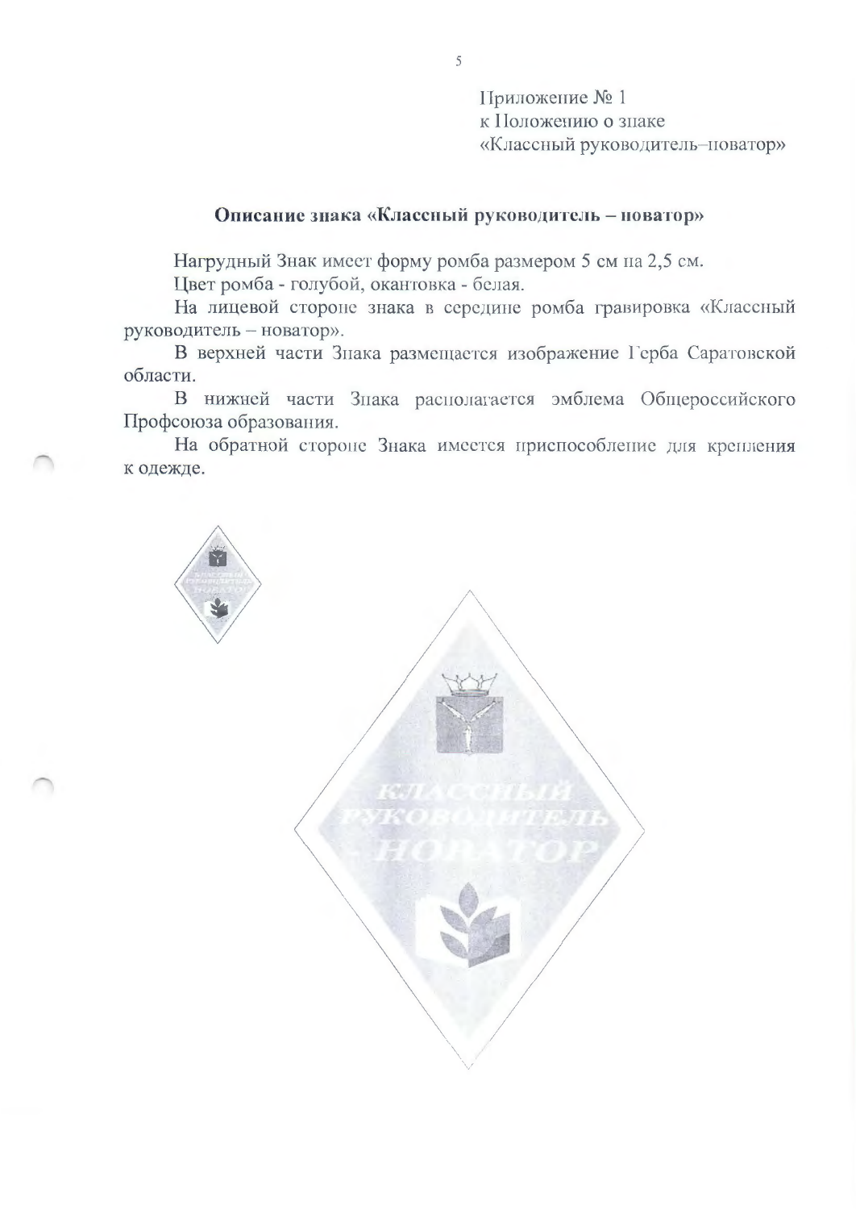Приложение № 1
к Положению о знаке
«Классный руководитель–новатор»

## Описание знака «Классный руководитель – новатор»

Нагрудный Знак имеет форму ромба размером 5 см на 2,5 см.

Цвет ромба - голубой, окантовка - белая.

На лицевой стороне знака в середине ромба гравировка «Классный руководитель – новатор».

В верхней части Знака размещается изображение Герба Саратовской области.

В нижней части Знака располагается эмблема Общероссийского Профсоюза образования.

На обратной стороне Знака имеется приспособление для крепления к одежде.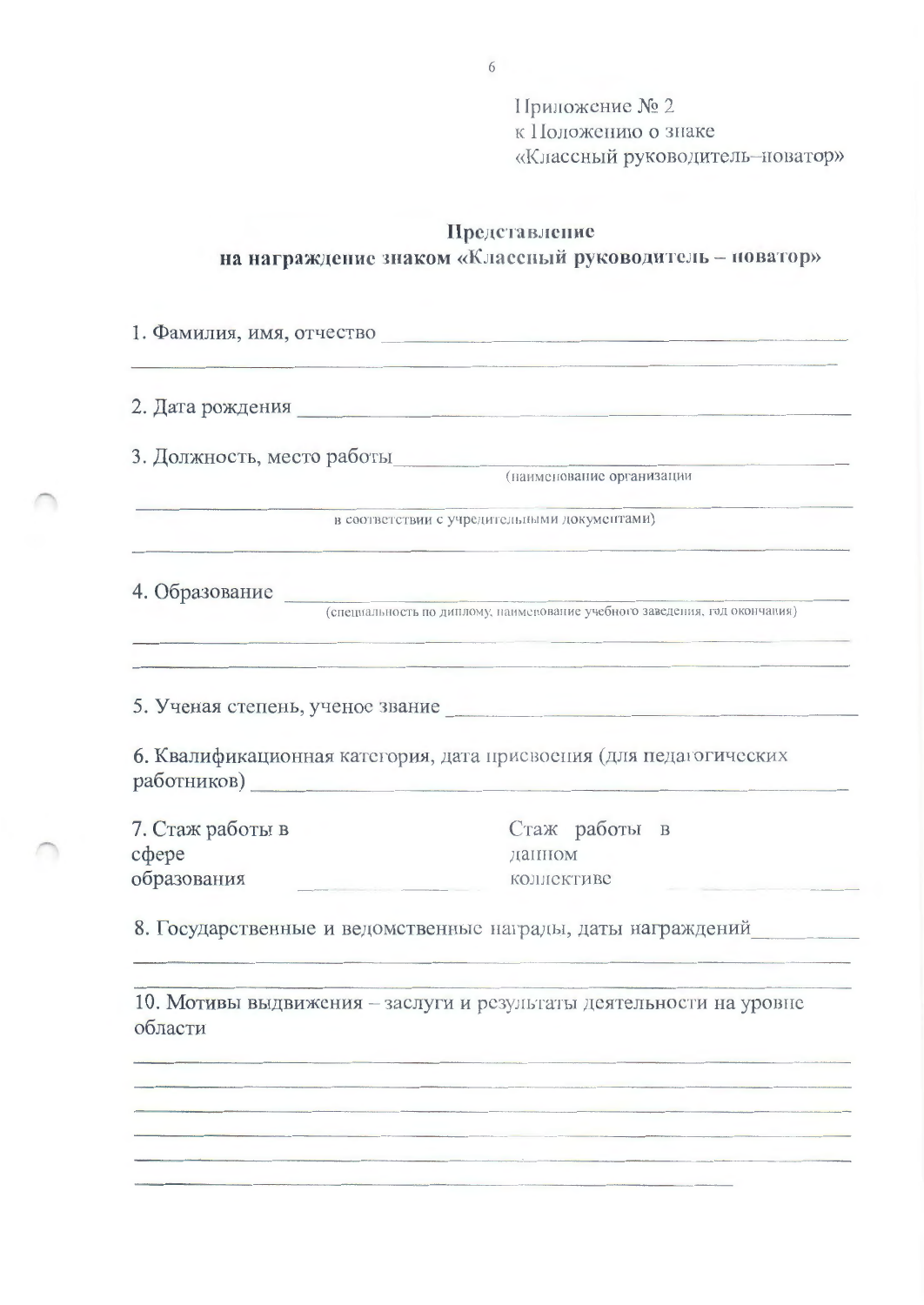Приложение № 2
к Положению о знаке
«Классный руководитель–новатор»

**Представление**
**на награждение знаком «Классный руководитель – новатор»**

1. Фамилия, имя, отчество ______________________________________________
_______________________________________________________________________

2. Дата рождения ______________________________________________________

3. Должность, место работы _____________________________________________
(наименование организации
_______________________________________________________________________
в соответствии с учредительными документами)
_______________________________________________________________________

4. Образование _______________________________________________________
(специальность по диплому, наименование учебного заведения, год окончания)
_______________________________________________________________________
_______________________________________________________________________

5. Ученая степень, ученое звание ________________________________________

6. Квалификационная категория, дата присвоения (для педагогических работников) _____________________________________________________________

7. Стаж работы в сфере образования ____________ Стаж работы в данном коллективе ____________

8. Государственные и ведомственные награды, даты награждений__________
_______________________________________________________________________

10. Мотивы выдвижения – заслуги и результаты деятельности на уровне области
_______________________________________________________________________
_______________________________________________________________________
_______________________________________________________________________
_______________________________________________________________________
_______________________________________________________________________
_______________________________________________________________________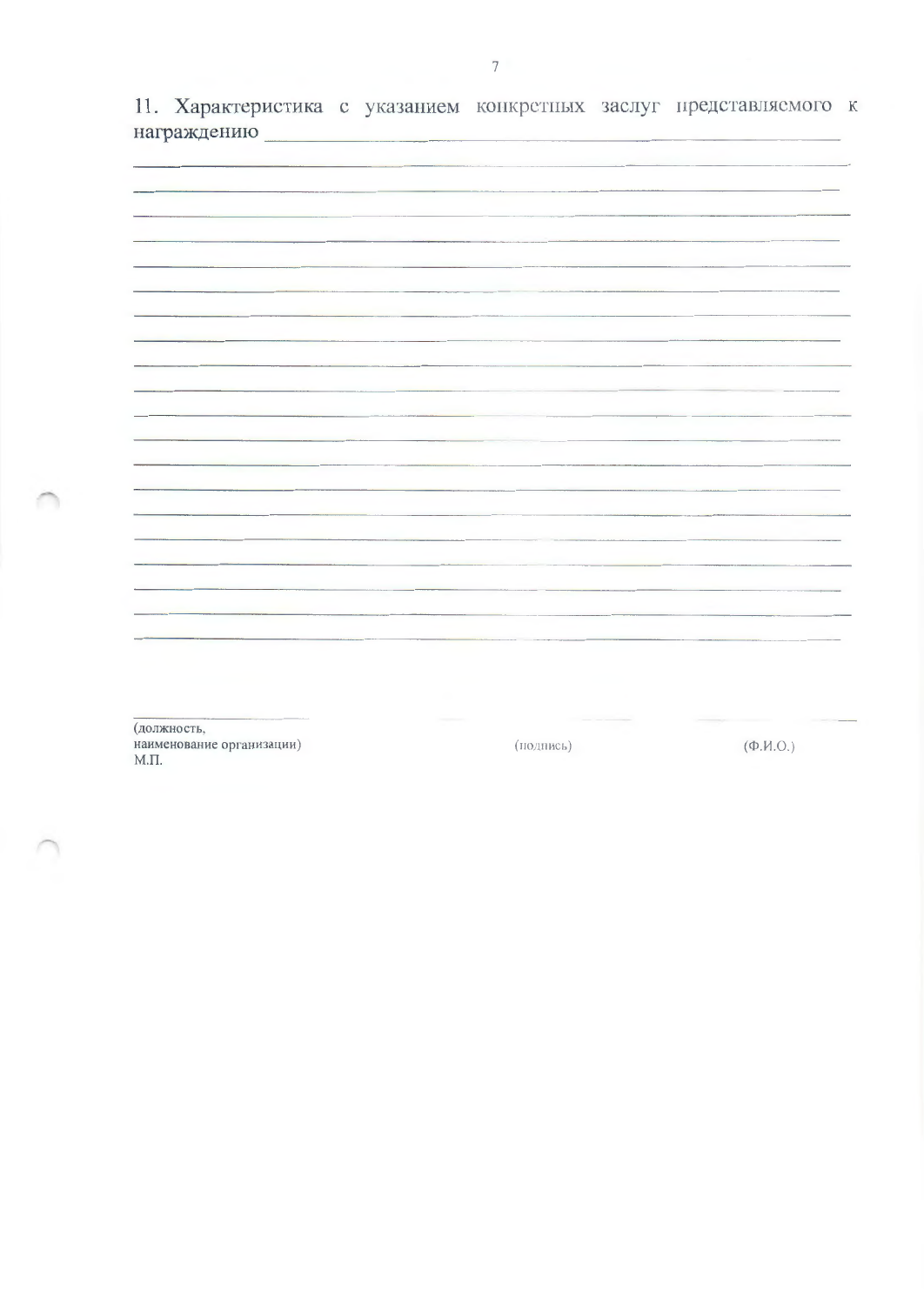11. Характеристика с указанием конкретных заслуг представляемого к награждению ______________________________________________

_______________________________________________________________

_______________________________________________________________

_______________________________________________________________

_______________________________________________________________

_______________________________________________________________

_______________________________________________________________

_______________________________________________________________

_______________________________________________________________

_______________________________________________________________

_______________________________________________________________

_______________________________________________________________

_______________________________________________________________

_______________________________________________________________

_______________________________________________________________

_______________________________________________________________

_______________________________________________________________

_______________________________________________________________

_______________________________________________________________

_______________________________________________________________

| | | |
|---|---|---|
| _______________ | _______________ | _______________ |
| (должность, наименование организации) М.П. | (подпись) | (Ф.И.О.) |